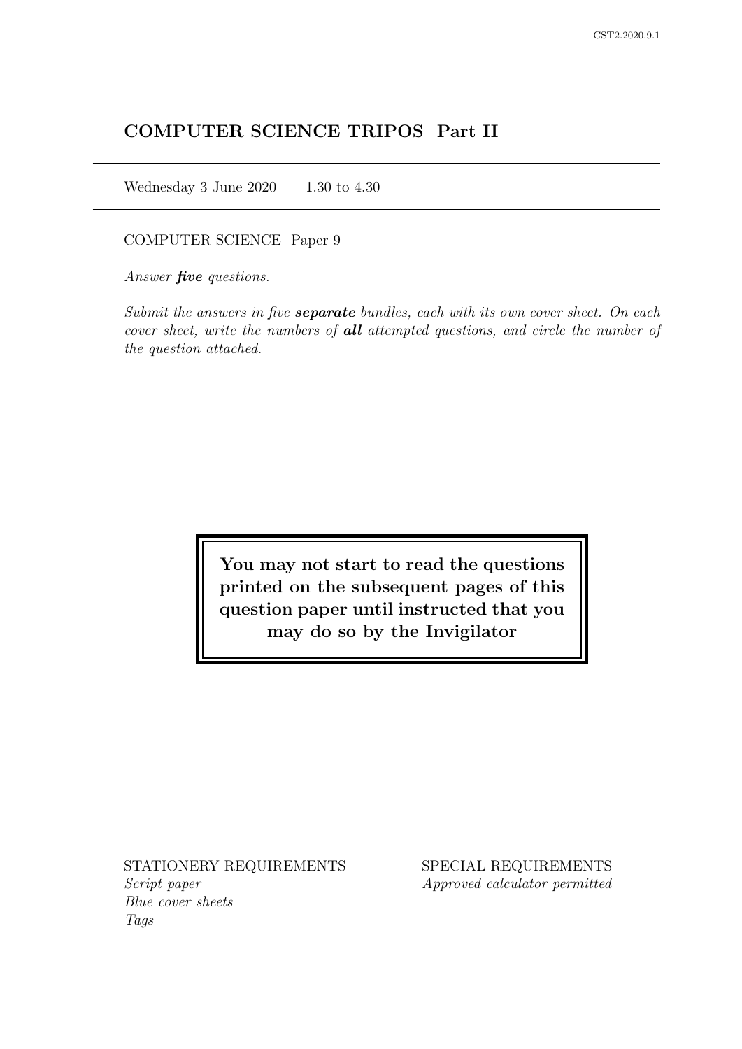CST2.2020.9.1

# COMPUTER SCIENCE TRIPOS Part II

Wednesday 3 June 2020 1.30 to 4.30

COMPUTER SCIENCE Paper 9

*Answer **five** questions.*

*Submit the answers in five **separate** bundles, each with its own cover sheet. On each cover sheet, write the numbers of **all** attempted questions, and circle the number of the question attached.*

**You may not start to read the questions printed on the subsequent pages of this question paper until instructed that you may do so by the Invigilator**

STATIONERY REQUIREMENTS
*Script paper*
*Blue cover sheets*
*Tags*

SPECIAL REQUIREMENTS
*Approved calculator permitted*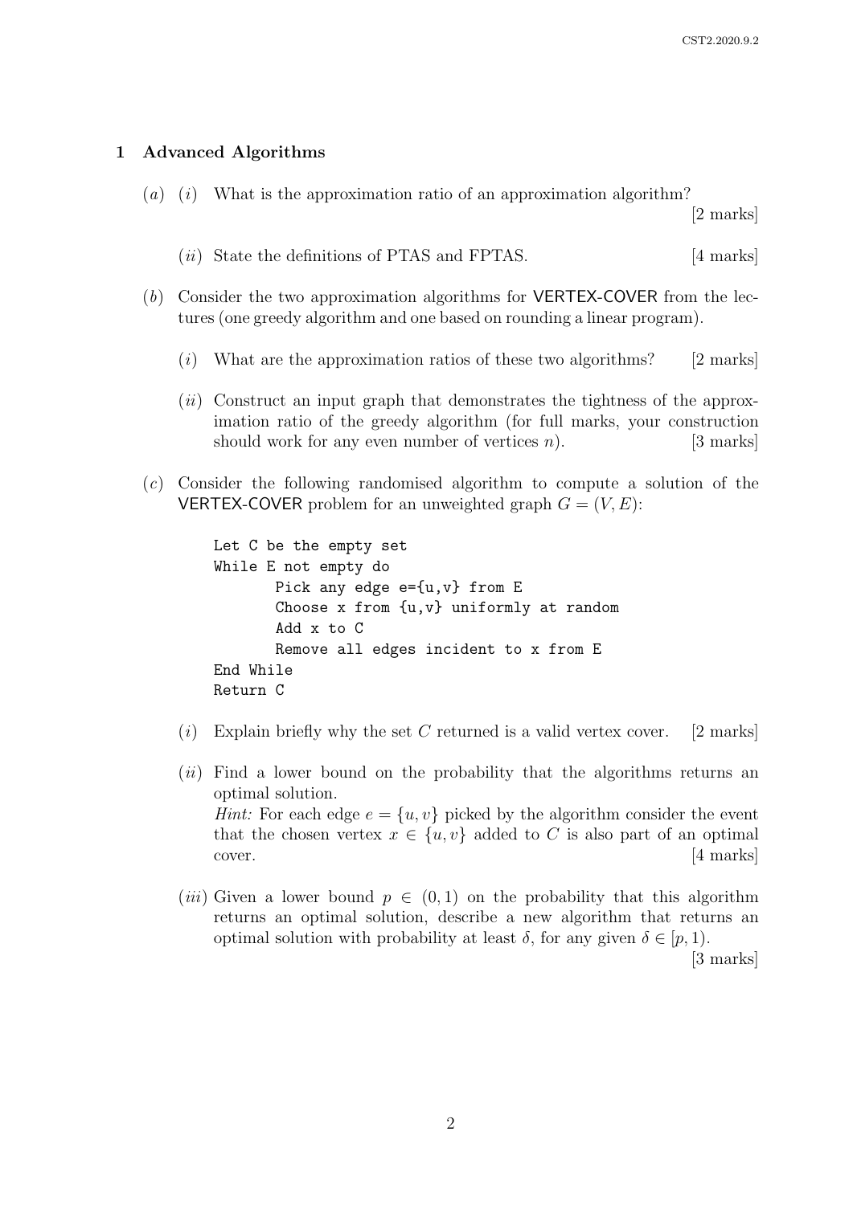## 1 Advanced Algorithms

(*a*) (*i*) What is the approximation ratio of an approximation algorithm? [2 marks]

(*ii*) State the definitions of PTAS and FPTAS. [4 marks]

(*b*) Consider the two approximation algorithms for VERTEX-COVER from the lectures (one greedy algorithm and one based on rounding a linear program).

(*i*) What are the approximation ratios of these two algorithms? [2 marks]

(*ii*) Construct an input graph that demonstrates the tightness of the approximation ratio of the greedy algorithm (for full marks, your construction should work for any even number of vertices $n$). [3 marks]

(*c*) Consider the following randomised algorithm to compute a solution of the VERTEX-COVER problem for an unweighted graph $G = (V, E)$:

```
Let C be the empty set
While E not empty do
       Pick any edge e={u,v} from E
       Choose x from {u,v} uniformly at random
       Add x to C
       Remove all edges incident to x from E
End While
Return C
```

(*i*) Explain briefly why the set $C$ returned is a valid vertex cover. [2 marks]

(*ii*) Find a lower bound on the probability that the algorithms returns an optimal solution.
*Hint:* For each edge $e = \{u, v\}$ picked by the algorithm consider the event that the chosen vertex $x \in \{u, v\}$ added to $C$ is also part of an optimal cover. [4 marks]

(*iii*) Given a lower bound $p \in (0, 1)$ on the probability that this algorithm returns an optimal solution, describe a new algorithm that returns an optimal solution with probability at least $\delta$, for any given $\delta \in [p, 1)$. [3 marks]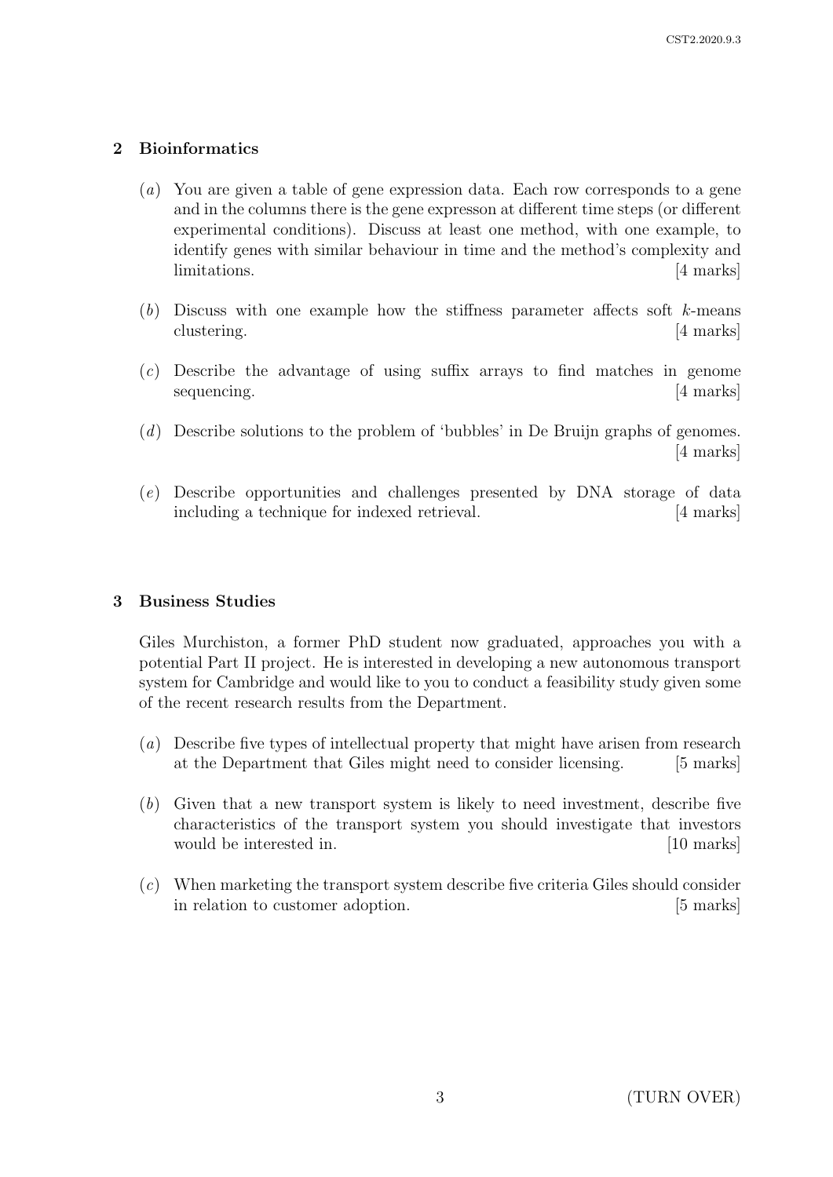## 2 Bioinformatics

(*a*) You are given a table of gene expression data. Each row corresponds to a gene and in the columns there is the gene expresson at different time steps (or different experimental conditions). Discuss at least one method, with one example, to identify genes with similar behaviour in time and the method's complexity and limitations. [4 marks]

(*b*) Discuss with one example how the stiffness parameter affects soft $k$-means clustering. [4 marks]

(*c*) Describe the advantage of using suffix arrays to find matches in genome sequencing. [4 marks]

(*d*) Describe solutions to the problem of 'bubbles' in De Bruijn graphs of genomes. [4 marks]

(*e*) Describe opportunities and challenges presented by DNA storage of data including a technique for indexed retrieval. [4 marks]

## 3 Business Studies

Giles Murchiston, a former PhD student now graduated, approaches you with a potential Part II project. He is interested in developing a new autonomous transport system for Cambridge and would like to you to conduct a feasibility study given some of the recent research results from the Department.

(*a*) Describe five types of intellectual property that might have arisen from research at the Department that Giles might need to consider licensing. [5 marks]

(*b*) Given that a new transport system is likely to need investment, describe five characteristics of the transport system you should investigate that investors would be interested in. [10 marks]

(*c*) When marketing the transport system describe five criteria Giles should consider in relation to customer adoption. [5 marks]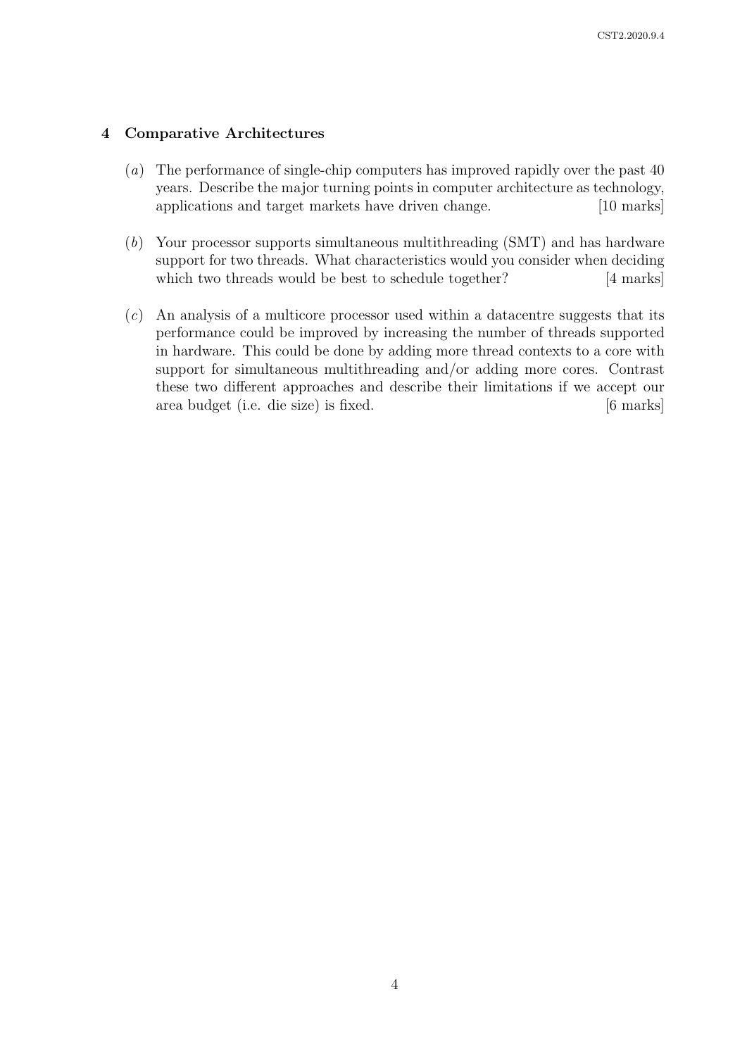## 4 Comparative Architectures

(*a*) The performance of single-chip computers has improved rapidly over the past 40 years. Describe the major turning points in computer architecture as technology, applications and target markets have driven change. [10 marks]

(*b*) Your processor supports simultaneous multithreading (SMT) and has hardware support for two threads. What characteristics would you consider when deciding which two threads would be best to schedule together? [4 marks]

(*c*) An analysis of a multicore processor used within a datacentre suggests that its performance could be improved by increasing the number of threads supported in hardware. This could be done by adding more thread contexts to a core with support for simultaneous multithreading and/or adding more cores. Contrast these two different approaches and describe their limitations if we accept our area budget (i.e. die size) is fixed. [6 marks]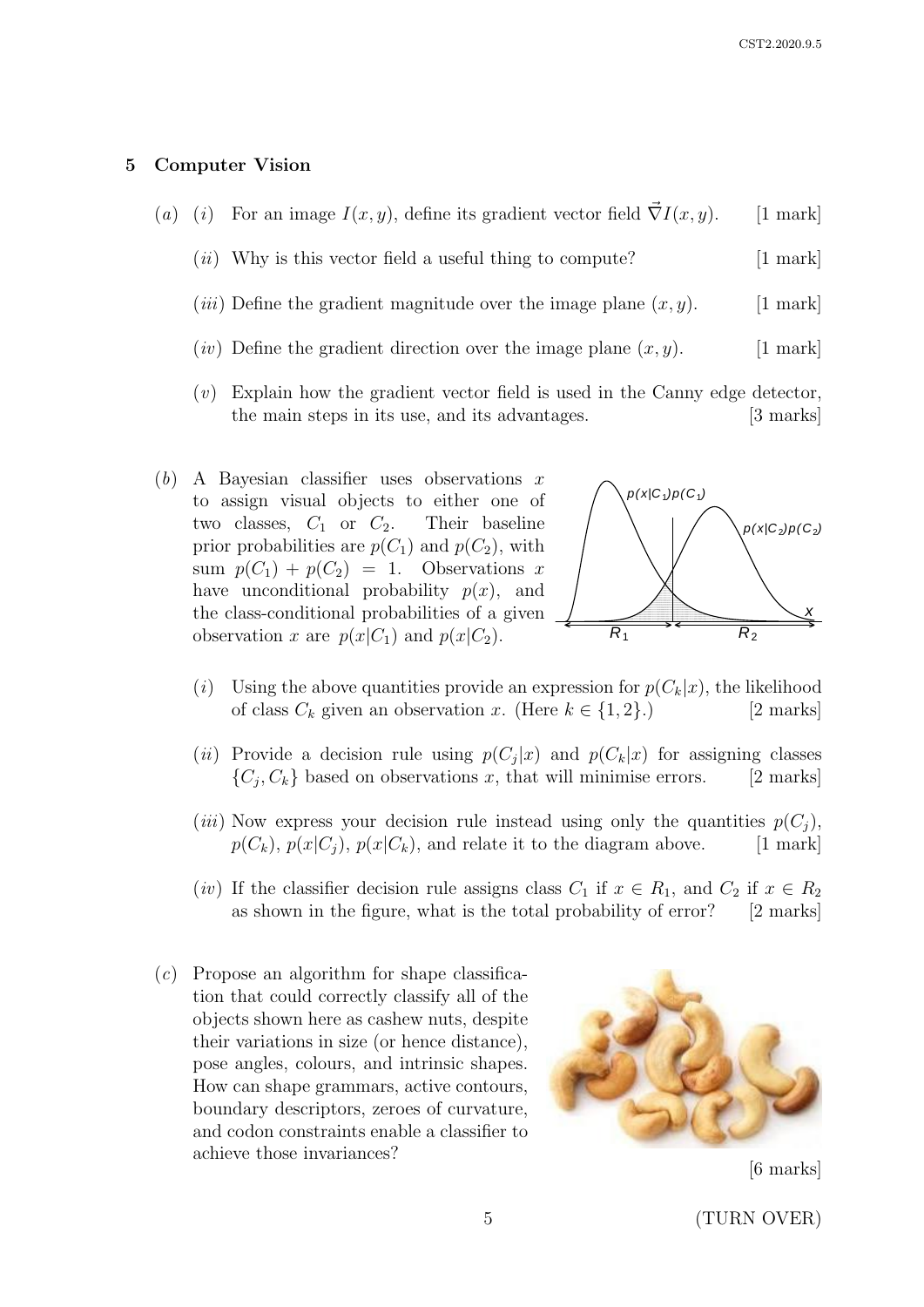## 5 Computer Vision

(*a*) (*i*) For an image $I(x, y)$, define its gradient vector field $\vec{\nabla} I(x, y)$. [1 mark]

(*ii*) Why is this vector field a useful thing to compute? [1 mark]

(*iii*) Define the gradient magnitude over the image plane $(x, y)$. [1 mark]

(*iv*) Define the gradient direction over the image plane $(x, y)$. [1 mark]

(*v*) Explain how the gradient vector field is used in the Canny edge detector, the main steps in its use, and its advantages. [3 marks]

(*b*) A Bayesian classifier uses observations $x$ to assign visual objects to either one of two classes, $C_1$ or $C_2$. Their baseline prior probabilities are $p(C_1)$ and $p(C_2)$, with sum $p(C_1) + p(C_2) = 1$. Observations $x$ have unconditional probability $p(x)$, and the class-conditional probabilities of a given observation $x$ are $p(x|C_1)$ and $p(x|C_2)$.

(*i*) Using the above quantities provide an expression for $p(C_k|x)$, the likelihood of class $C_k$ given an observation $x$. (Here $k \in \{1, 2\}$.) [2 marks]

(*ii*) Provide a decision rule using $p(C_j|x)$ and $p(C_k|x)$ for assigning classes $\{C_j, C_k\}$ based on observations $x$, that will minimise errors. [2 marks]

(*iii*) Now express your decision rule instead using only the quantities $p(C_j)$, $p(C_k)$, $p(x|C_j)$, $p(x|C_k)$, and relate it to the diagram above. [1 mark]

(*iv*) If the classifier decision rule assigns class $C_1$ if $x \in R_1$, and $C_2$ if $x \in R_2$ as shown in the figure, what is the total probability of error? [2 marks]

(*c*) Propose an algorithm for shape classification that could correctly classify all of the objects shown here as cashew nuts, despite their variations in size (or hence distance), pose angles, colours, and intrinsic shapes. How can shape grammars, active contours, boundary descriptors, zeroes of curvature, and codon constraints enable a classifier to achieve those invariances?

[6 marks]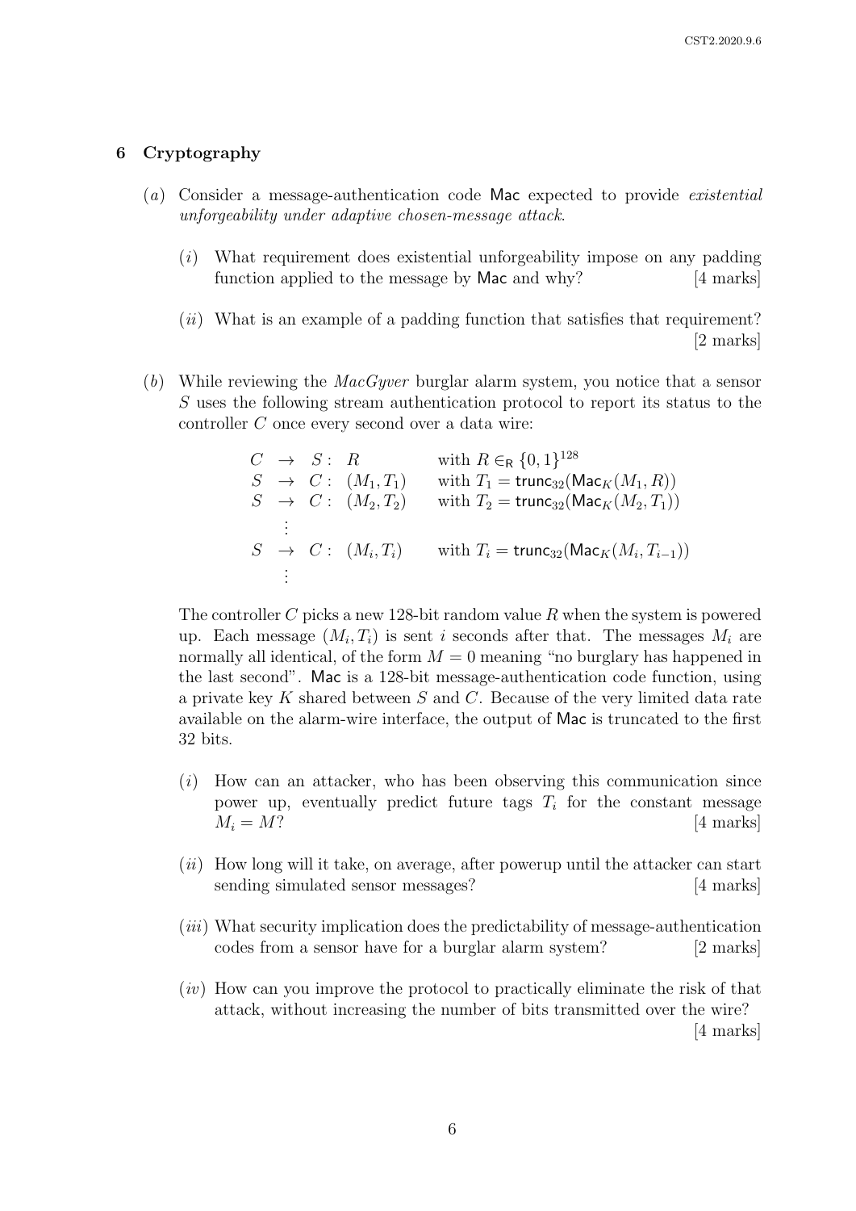## 6 Cryptography

(*a*) Consider a message-authentication code $\mathsf{Mac}$ expected to provide *existential unforgeability under adaptive chosen-message attack*.

(*i*) What requirement does existential unforgeability impose on any padding function applied to the message by $\mathsf{Mac}$ and why? [4 marks]

(*ii*) What is an example of a padding function that satisfies that requirement? [2 marks]

(*b*) While reviewing the *MacGyver* burglar alarm system, you notice that a sensor $S$ uses the following stream authentication protocol to report its status to the controller $C$ once every second over a data wire:

$$
\begin{array}{llll}
C & \rightarrow & S: & R & \text{with } R \in_{\mathsf{R}} \{0,1\}^{128} \\
S & \rightarrow & C: & (M_1, T_1) & \text{with } T_1 = \mathsf{trunc}_{32}(\mathsf{Mac}_K(M_1, R)) \\
S & \rightarrow & C: & (M_2, T_2) & \text{with } T_2 = \mathsf{trunc}_{32}(\mathsf{Mac}_K(M_2, T_1)) \\
 & \vdots & & & \\
S & \rightarrow & C: & (M_i, T_i) & \text{with } T_i = \mathsf{trunc}_{32}(\mathsf{Mac}_K(M_i, T_{i-1})) \\
 & \vdots & & &
\end{array}
$$

The controller $C$ picks a new 128-bit random value $R$ when the system is powered up. Each message $(M_i, T_i)$ is sent $i$ seconds after that. The messages $M_i$ are normally all identical, of the form $M = 0$ meaning "no burglary has happened in the last second". $\mathsf{Mac}$ is a 128-bit message-authentication code function, using a private key $K$ shared between $S$ and $C$. Because of the very limited data rate available on the alarm-wire interface, the output of $\mathsf{Mac}$ is truncated to the first 32 bits.

(*i*) How can an attacker, who has been observing this communication since power up, eventually predict future tags $T_i$ for the constant message $M_i = M$? [4 marks]

(*ii*) How long will it take, on average, after powerup until the attacker can start sending simulated sensor messages? [4 marks]

(*iii*) What security implication does the predictability of message-authentication codes from a sensor have for a burglar alarm system? [2 marks]

(*iv*) How can you improve the protocol to practically eliminate the risk of that attack, without increasing the number of bits transmitted over the wire? [4 marks]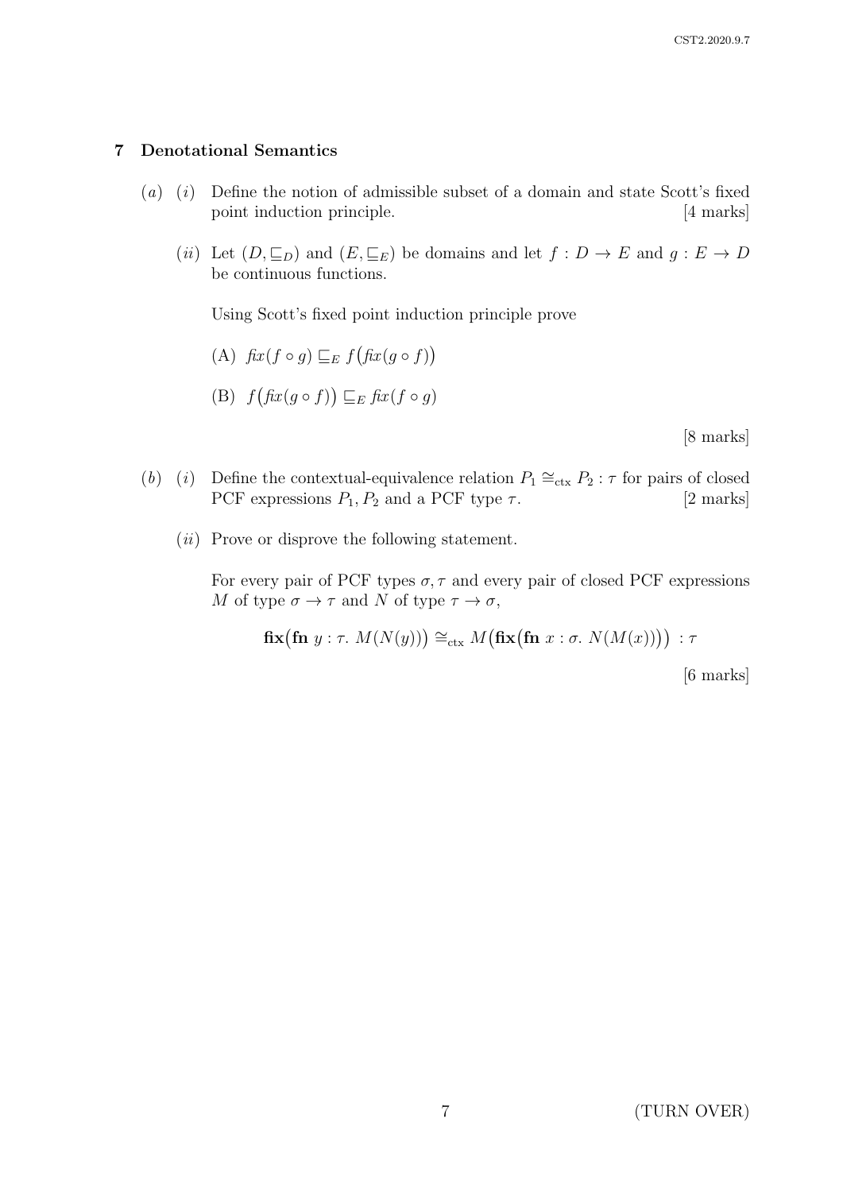## 7 Denotational Semantics

(*a*) (*i*) Define the notion of admissible subset of a domain and state Scott's fixed point induction principle. [4 marks]

(*ii*) Let $(D, \sqsubseteq_D)$ and $(E, \sqsubseteq_E)$ be domains and let $f : D \to E$ and $g : E \to D$ be continuous functions.

Using Scott's fixed point induction principle prove

(A) $\mathit{fix}(f \circ g) \sqsubseteq_E f\big(\mathit{fix}(g \circ f)\big)$

(B) $f\big(\mathit{fix}(g \circ f)\big) \sqsubseteq_E \mathit{fix}(f \circ g)$

[8 marks]

(*b*) (*i*) Define the contextual-equivalence relation $P_1 \cong_{\text{ctx}} P_2 : \tau$ for pairs of closed PCF expressions $P_1, P_2$ and a PCF type $\tau$. [2 marks]

(*ii*) Prove or disprove the following statement.

For every pair of PCF types $\sigma, \tau$ and every pair of closed PCF expressions $M$ of type $\sigma \to \tau$ and $N$ of type $\tau \to \sigma$,

$$\mathbf{fix}\big(\mathbf{fn}\ y : \tau.\ M(N(y))\big) \cong_{\text{ctx}} M\big(\mathbf{fix}\big(\mathbf{fn}\ x : \sigma.\ N(M(x))\big)\big) \ : \tau$$

[6 marks]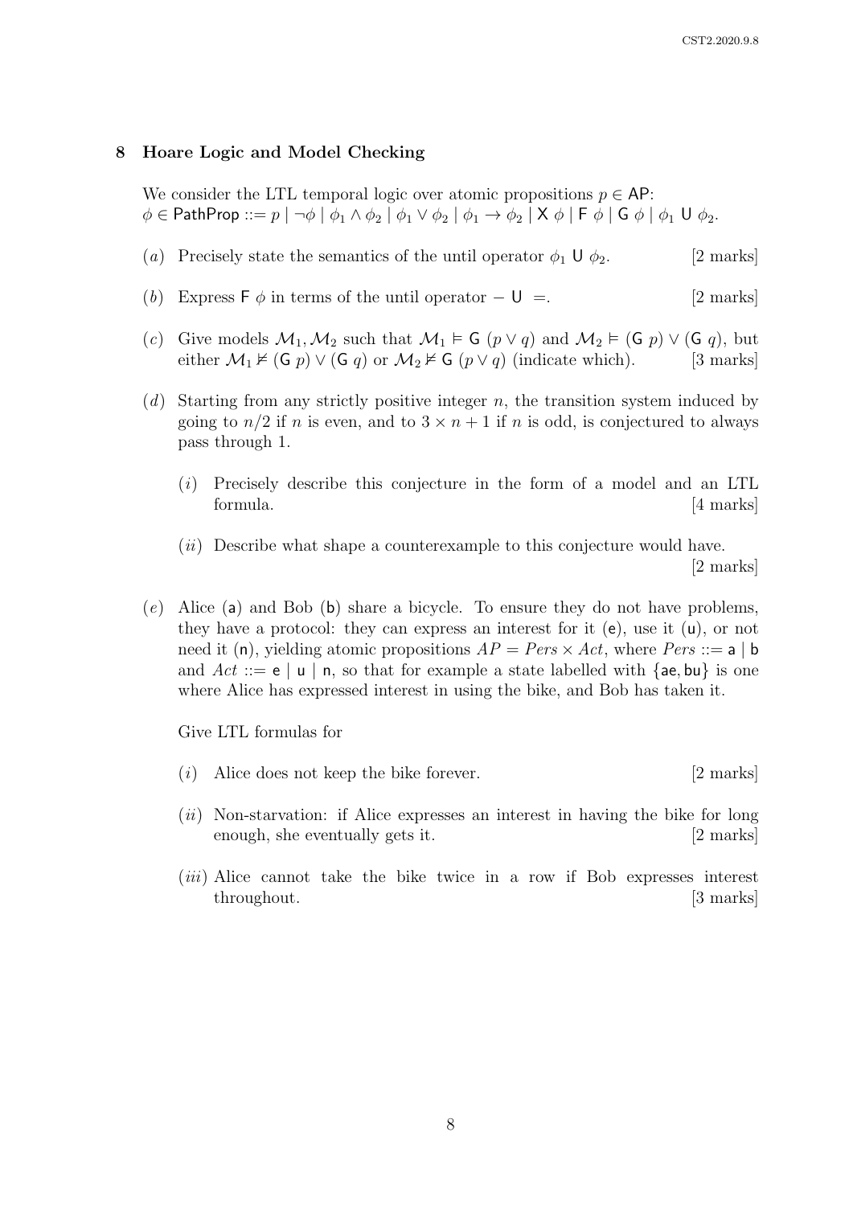## 8 Hoare Logic and Model Checking

We consider the LTL temporal logic over atomic propositions $p \in \mathsf{AP}$:
$\phi \in \mathsf{PathProp} ::= p \mid \neg\phi \mid \phi_1 \wedge \phi_2 \mid \phi_1 \vee \phi_2 \mid \phi_1 \rightarrow \phi_2 \mid \mathsf{X}\ \phi \mid \mathsf{F}\ \phi \mid \mathsf{G}\ \phi \mid \phi_1\ \mathsf{U}\ \phi_2$.

(*a*) Precisely state the semantics of the until operator $\phi_1\ \mathsf{U}\ \phi_2$. [2 marks]

(*b*) Express $\mathsf{F}\ \phi$ in terms of the until operator $-\ \mathsf{U}\ =$. [2 marks]

(*c*) Give models $\mathcal{M}_1, \mathcal{M}_2$ such that $\mathcal{M}_1 \vDash \mathsf{G}\ (p \vee q)$ and $\mathcal{M}_2 \vDash (\mathsf{G}\ p) \vee (\mathsf{G}\ q)$, but either $\mathcal{M}_1 \nvDash (\mathsf{G}\ p) \vee (\mathsf{G}\ q)$ or $\mathcal{M}_2 \nvDash \mathsf{G}\ (p \vee q)$ (indicate which). [3 marks]

(*d*) Starting from any strictly positive integer $n$, the transition system induced by going to $n/2$ if $n$ is even, and to $3 \times n + 1$ if $n$ is odd, is conjectured to always pass through 1.

(*i*) Precisely describe this conjecture in the form of a model and an LTL formula. [4 marks]

(*ii*) Describe what shape a counterexample to this conjecture would have. [2 marks]

(*e*) Alice ($\mathsf{a}$) and Bob ($\mathsf{b}$) share a bicycle. To ensure they do not have problems, they have a protocol: they can express an interest for it ($\mathsf{e}$), use it ($\mathsf{u}$), or not need it ($\mathsf{n}$), yielding atomic propositions $AP = Pers \times Act$, where $Pers ::= \mathsf{a} \mid \mathsf{b}$ and $Act ::= \mathsf{e} \mid \mathsf{u} \mid \mathsf{n}$, so that for example a state labelled with $\{\mathsf{ae}, \mathsf{bu}\}$ is one where Alice has expressed interest in using the bike, and Bob has taken it.

Give LTL formulas for

(*i*) Alice does not keep the bike forever. [2 marks]

(*ii*) Non-starvation: if Alice expresses an interest in having the bike for long enough, she eventually gets it. [2 marks]

(*iii*) Alice cannot take the bike twice in a row if Bob expresses interest throughout. [3 marks]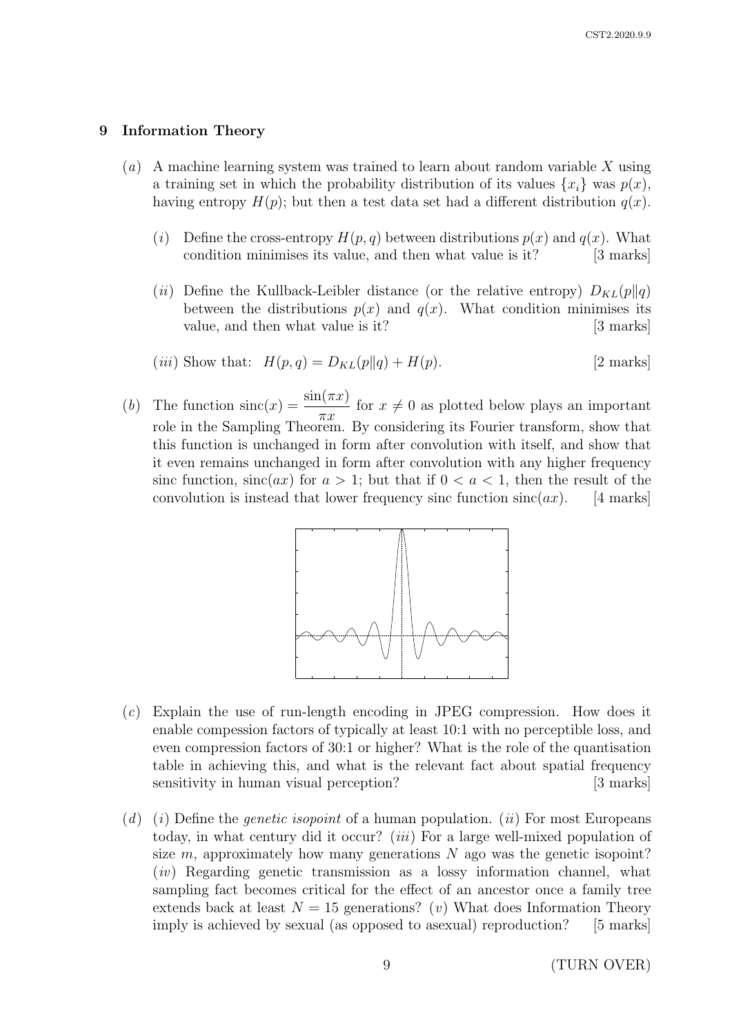## 9 Information Theory

(*a*) A machine learning system was trained to learn about random variable $X$ using a training set in which the probability distribution of its values $\{x_i\}$ was $p(x)$, having entropy $H(p)$; but then a test data set had a different distribution $q(x)$.

(*i*) Define the cross-entropy $H(p,q)$ between distributions $p(x)$ and $q(x)$. What condition minimises its value, and then what value is it? [3 marks]

(*ii*) Define the Kullback-Leibler distance (or the relative entropy) $D_{KL}(p\|q)$ between the distributions $p(x)$ and $q(x)$. What condition minimises its value, and then what value is it? [3 marks]

(*iii*) Show that: $H(p,q) = D_{KL}(p\|q) + H(p)$. [2 marks]

(*b*) The function $\text{sinc}(x) = \dfrac{\sin(\pi x)}{\pi x}$ for $x \neq 0$ as plotted below plays an important role in the Sampling Theorem. By considering its Fourier transform, show that this function is unchanged in form after convolution with itself, and show that it even remains unchanged in form after convolution with any higher frequency sinc function, $\text{sinc}(ax)$ for $a > 1$; but that if $0 < a < 1$, then the result of the convolution is instead that lower frequency sinc function $\text{sinc}(ax)$. [4 marks]

(*c*) Explain the use of run-length encoding in JPEG compression. How does it enable compession factors of typically at least 10:1 with no perceptible loss, and even compression factors of 30:1 or higher? What is the role of the quantisation table in achieving this, and what is the relevant fact about spatial frequency sensitivity in human visual perception? [3 marks]

(*d*) (*i*) Define the *genetic isopoint* of a human population. (*ii*) For most Europeans today, in what century did it occur? (*iii*) For a large well-mixed population of size $m$, approximately how many generations $N$ ago was the genetic isopoint? (*iv*) Regarding genetic transmission as a lossy information channel, what sampling fact becomes critical for the effect of an ancestor once a family tree extends back at least $N = 15$ generations? (*v*) What does Information Theory imply is achieved by sexual (as opposed to asexual) reproduction? [5 marks]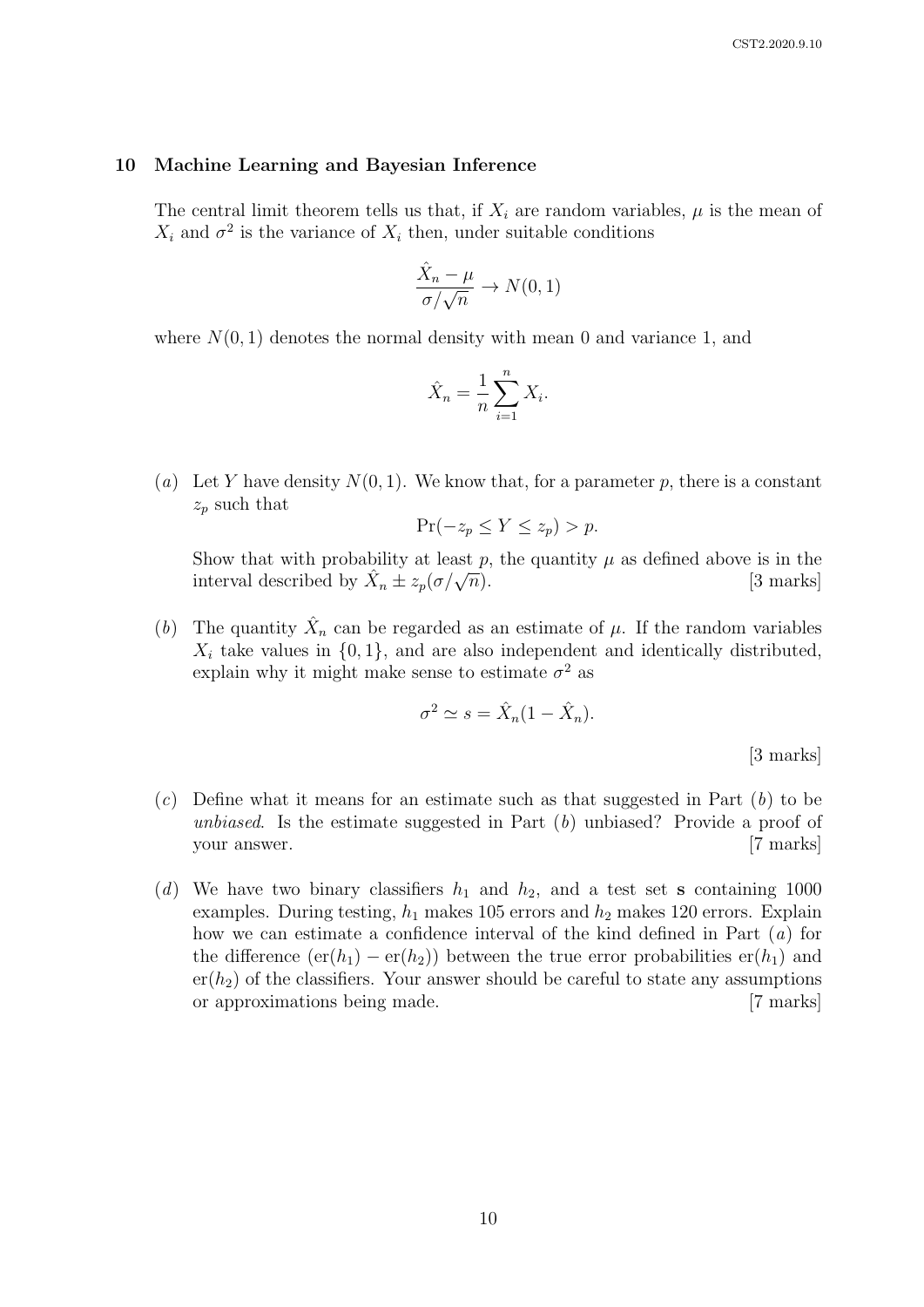## 10 Machine Learning and Bayesian Inference

The central limit theorem tells us that, if $X_i$ are random variables, $\mu$ is the mean of $X_i$ and $\sigma^2$ is the variance of $X_i$ then, under suitable conditions

$$\frac{\hat{X}_n - \mu}{\sigma/\sqrt{n}} \to N(0, 1)$$

where $N(0, 1)$ denotes the normal density with mean 0 and variance 1, and

$$\hat{X}_n = \frac{1}{n}\sum_{i=1}^{n} X_i.$$

(*a*) Let $Y$ have density $N(0, 1)$. We know that, for a parameter $p$, there is a constant $z_p$ such that

$$\Pr(-z_p \leq Y \leq z_p) > p.$$

Show that with probability at least $p$, the quantity $\mu$ as defined above is in the interval described by $\hat{X}_n \pm z_p(\sigma/\sqrt{n})$. [3 marks]

(*b*) The quantity $\hat{X}_n$ can be regarded as an estimate of $\mu$. If the random variables $X_i$ take values in $\{0, 1\}$, and are also independent and identically distributed, explain why it might make sense to estimate $\sigma^2$ as

$$\sigma^2 \simeq s = \hat{X}_n(1 - \hat{X}_n).$$

[3 marks]

(*c*) Define what it means for an estimate such as that suggested in Part (*b*) to be *unbiased*. Is the estimate suggested in Part (*b*) unbiased? Provide a proof of your answer. [7 marks]

(*d*) We have two binary classifiers $h_1$ and $h_2$, and a test set **s** containing 1000 examples. During testing, $h_1$ makes 105 errors and $h_2$ makes 120 errors. Explain how we can estimate a confidence interval of the kind defined in Part (*a*) for the difference $(\text{er}(h_1) - \text{er}(h_2))$ between the true error probabilities $\text{er}(h_1)$ and $\text{er}(h_2)$ of the classifiers. Your answer should be careful to state any assumptions or approximations being made. [7 marks]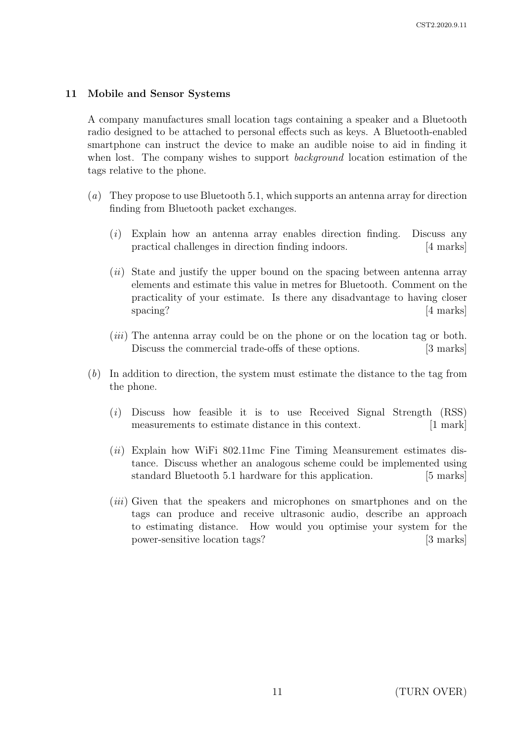## 11 Mobile and Sensor Systems

A company manufactures small location tags containing a speaker and a Bluetooth radio designed to be attached to personal effects such as keys. A Bluetooth-enabled smartphone can instruct the device to make an audible noise to aid in finding it when lost. The company wishes to support *background* location estimation of the tags relative to the phone.

(*a*) They propose to use Bluetooth 5.1, which supports an antenna array for direction finding from Bluetooth packet exchanges.

(*i*) Explain how an antenna array enables direction finding. Discuss any practical challenges in direction finding indoors. [4 marks]

(*ii*) State and justify the upper bound on the spacing between antenna array elements and estimate this value in metres for Bluetooth. Comment on the practicality of your estimate. Is there any disadvantage to having closer spacing? [4 marks]

(*iii*) The antenna array could be on the phone or on the location tag or both. Discuss the commercial trade-offs of these options. [3 marks]

(*b*) In addition to direction, the system must estimate the distance to the tag from the phone.

(*i*) Discuss how feasible it is to use Received Signal Strength (RSS) measurements to estimate distance in this context. [1 mark]

(*ii*) Explain how WiFi 802.11mc Fine Timing Meansurement estimates distance. Discuss whether an analogous scheme could be implemented using standard Bluetooth 5.1 hardware for this application. [5 marks]

(*iii*) Given that the speakers and microphones on smartphones and on the tags can produce and receive ultrasonic audio, describe an approach to estimating distance. How would you optimise your system for the power-sensitive location tags? [3 marks]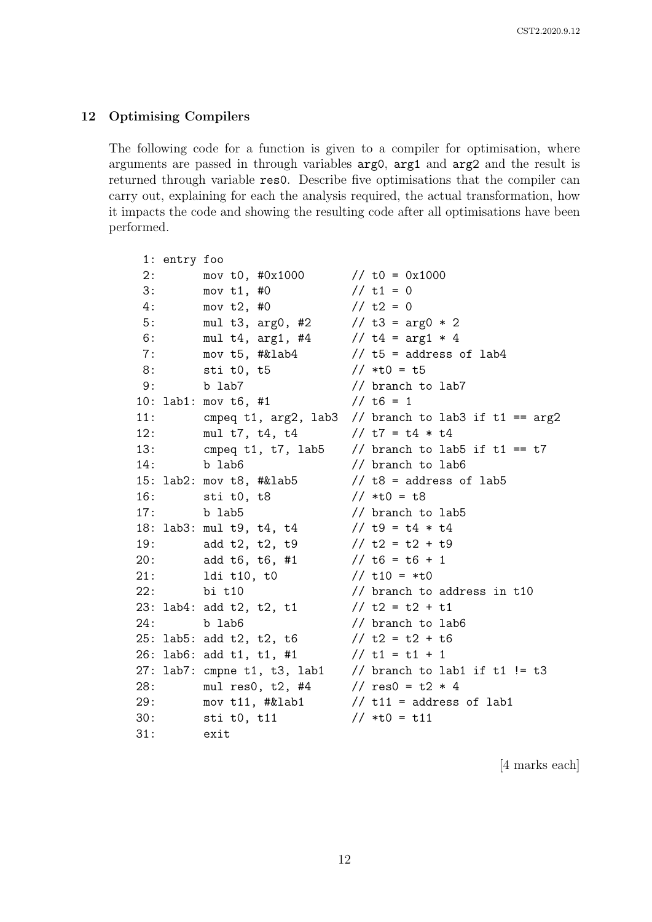## 12 Optimising Compilers

The following code for a function is given to a compiler for optimisation, where arguments are passed in through variables arg0, arg1 and arg2 and the result is returned through variable res0. Describe five optimisations that the compiler can carry out, explaining for each the analysis required, the actual transformation, how it impacts the code and showing the resulting code after all optimisations have been performed.

```
 1: entry foo
 2:       mov t0, #0x1000       // t0 = 0x1000
 3:       mov t1, #0            // t1 = 0
 4:       mov t2, #0            // t2 = 0
 5:       mul t3, arg0, #2      // t3 = arg0 * 2
 6:       mul t4, arg1, #4      // t4 = arg1 * 4
 7:       mov t5, #&lab4        // t5 = address of lab4
 8:       sti t0, t5            // *t0 = t5
 9:       b lab7                // branch to lab7
10: lab1: mov t6, #1            // t6 = 1
11:       cmpeq t1, arg2, lab3  // branch to lab3 if t1 == arg2
12:       mul t7, t4, t4        // t7 = t4 * t4
13:       cmpeq t1, t7, lab5    // branch to lab5 if t1 == t7
14:       b lab6                // branch to lab6
15: lab2: mov t8, #&lab5        // t8 = address of lab5
16:       sti t0, t8            // *t0 = t8
17:       b lab5                // branch to lab5
18: lab3: mul t9, t4, t4        // t9 = t4 * t4
19:       add t2, t2, t9        // t2 = t2 + t9
20:       add t6, t6, #1        // t6 = t6 + 1
21:       ldi t10, t0           // t10 = *t0
22:       bi t10                // branch to address in t10
23: lab4: add t2, t2, t1        // t2 = t2 + t1
24:       b lab6                // branch to lab6
25: lab5: add t2, t2, t6        // t2 = t2 + t6
26: lab6: add t1, t1, #1        // t1 = t1 + 1
27: lab7: cmpne t1, t3, lab1    // branch to lab1 if t1 != t3
28:       mul res0, t2, #4      // res0 = t2 * 4
29:       mov t11, #&lab1       // t11 = address of lab1
30:       sti t0, t11           // *t0 = t11
31:       exit
```

[4 marks each]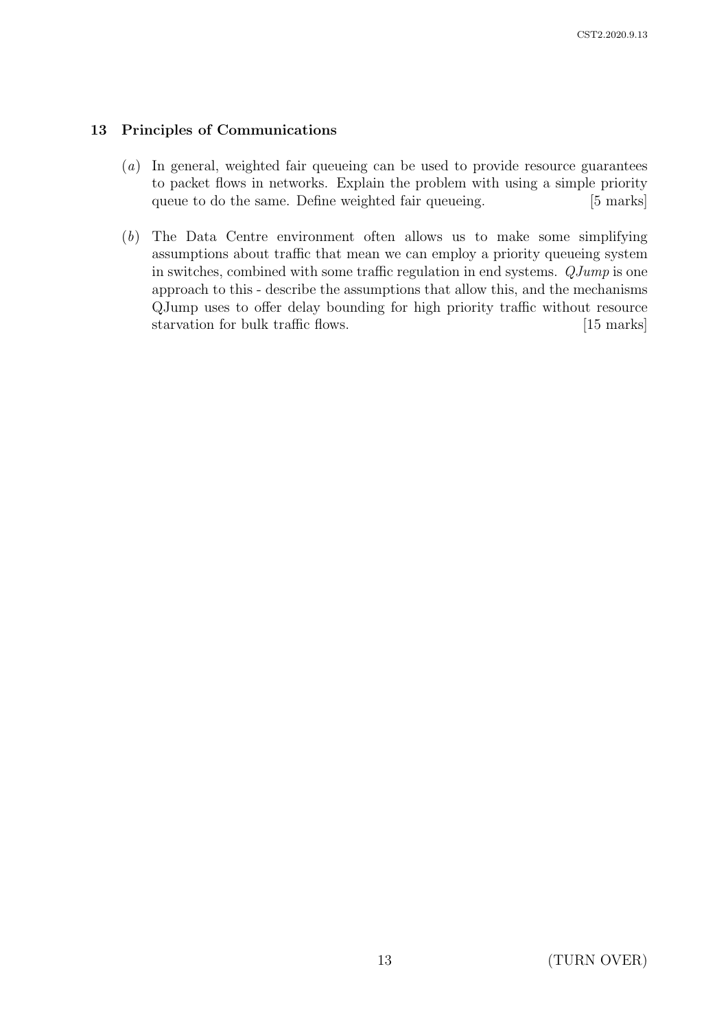## 13 Principles of Communications

(*a*) In general, weighted fair queueing can be used to provide resource guarantees to packet flows in networks. Explain the problem with using a simple priority queue to do the same. Define weighted fair queueing. [5 marks]

(*b*) The Data Centre environment often allows us to make some simplifying assumptions about traffic that mean we can employ a priority queueing system in switches, combined with some traffic regulation in end systems. *QJump* is one approach to this - describe the assumptions that allow this, and the mechanisms QJump uses to offer delay bounding for high priority traffic without resource starvation for bulk traffic flows. [15 marks]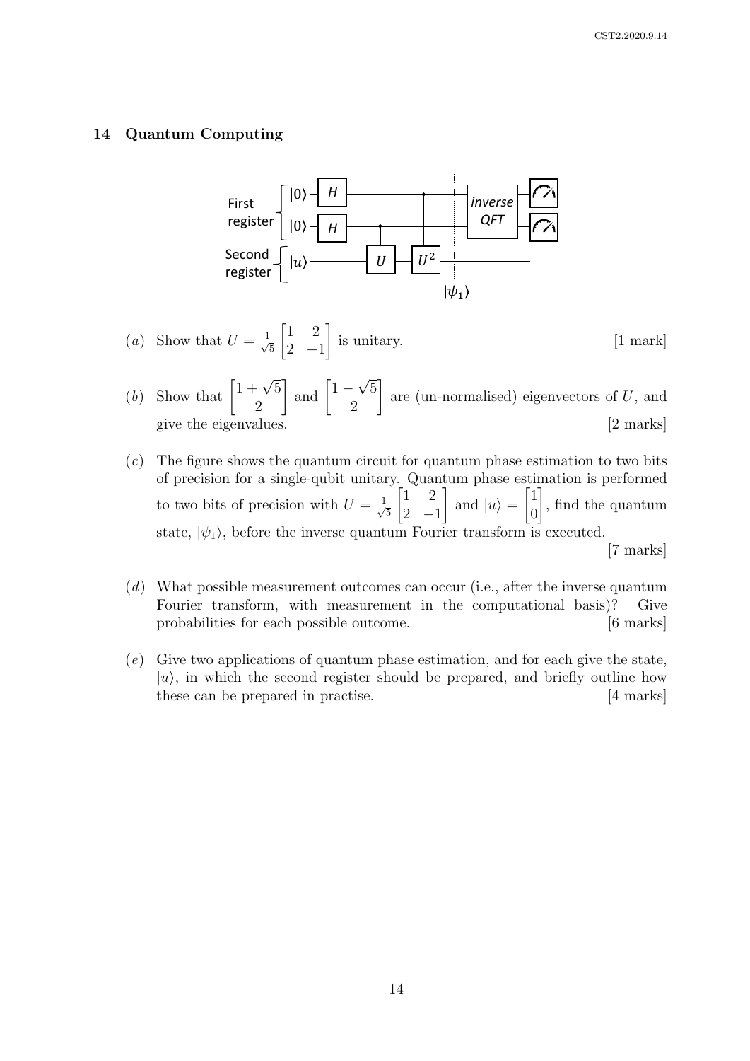## 14 Quantum Computing

(*a*) Show that $U = \frac{1}{\sqrt{5}}\begin{bmatrix} 1 & 2 \\ 2 & -1 \end{bmatrix}$ is unitary. [1 mark]

(*b*) Show that $\begin{bmatrix} 1+\sqrt{5} \\ 2 \end{bmatrix}$ and $\begin{bmatrix} 1-\sqrt{5} \\ 2 \end{bmatrix}$ are (un-normalised) eigenvectors of $U$, and give the eigenvalues. [2 marks]

(*c*) The figure shows the quantum circuit for quantum phase estimation to two bits of precision for a single-qubit unitary. Quantum phase estimation is performed to two bits of precision with $U = \frac{1}{\sqrt{5}}\begin{bmatrix} 1 & 2 \\ 2 & -1 \end{bmatrix}$ and $|u\rangle = \begin{bmatrix} 1 \\ 0 \end{bmatrix}$, find the quantum state, $|\psi_1\rangle$, before the inverse quantum Fourier transform is executed. [7 marks]

(*d*) What possible measurement outcomes can occur (i.e., after the inverse quantum Fourier transform, with measurement in the computational basis)? Give probabilities for each possible outcome. [6 marks]

(*e*) Give two applications of quantum phase estimation, and for each give the state, $|u\rangle$, in which the second register should be prepared, and briefly outline how these can be prepared in practise. [4 marks]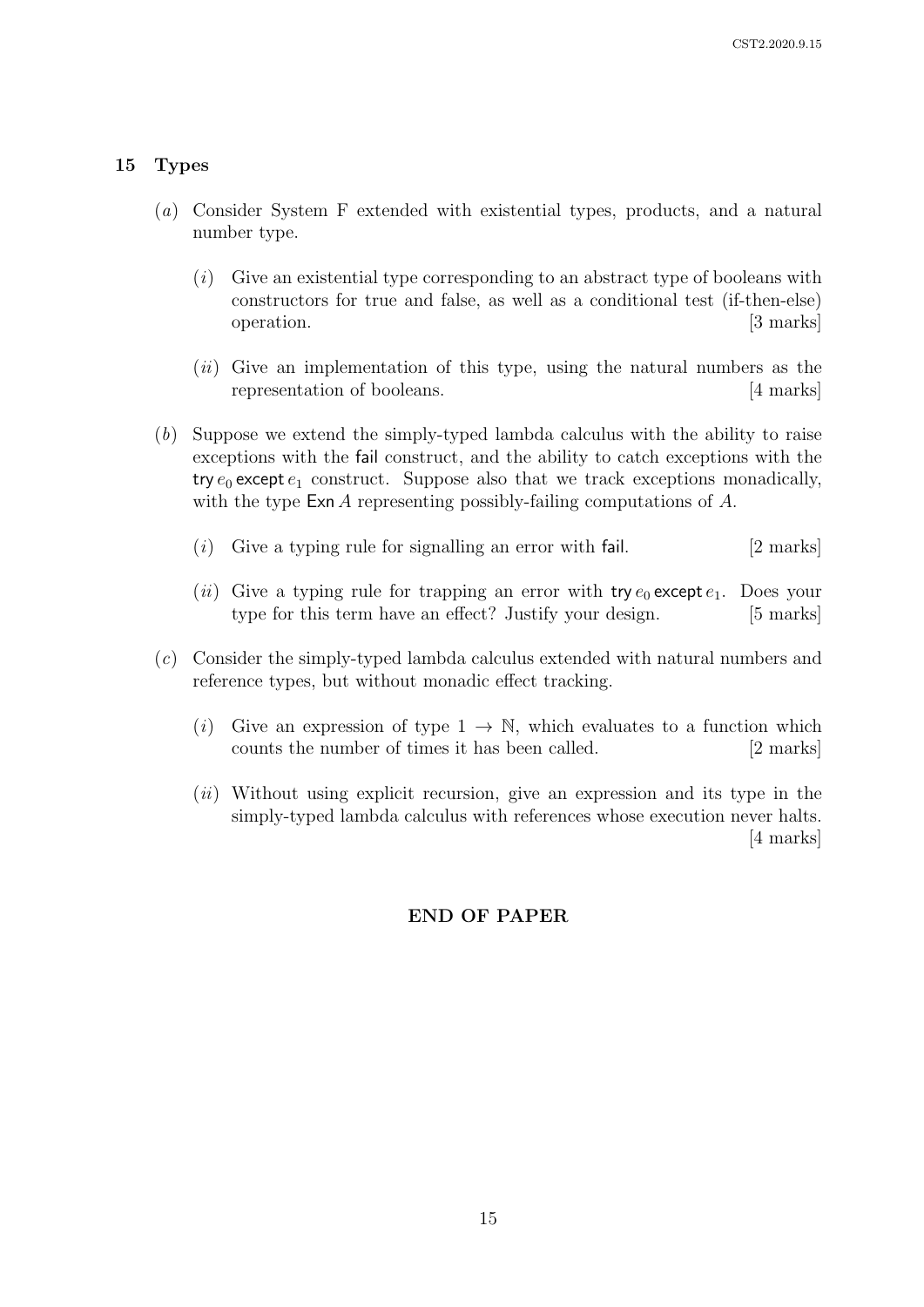## 15 Types

(*a*) Consider System F extended with existential types, products, and a natural number type.

(*i*) Give an existential type corresponding to an abstract type of booleans with constructors for true and false, as well as a conditional test (if-then-else) operation. [3 marks]

(*ii*) Give an implementation of this type, using the natural numbers as the representation of booleans. [4 marks]

(*b*) Suppose we extend the simply-typed lambda calculus with the ability to raise exceptions with the fail construct, and the ability to catch exceptions with the try $e_0$ except $e_1$ construct. Suppose also that we track exceptions monadically, with the type Exn $A$ representing possibly-failing computations of $A$.

(*i*) Give a typing rule for signalling an error with fail. [2 marks]

(*ii*) Give a typing rule for trapping an error with try $e_0$ except $e_1$. Does your type for this term have an effect? Justify your design. [5 marks]

(*c*) Consider the simply-typed lambda calculus extended with natural numbers and reference types, but without monadic effect tracking.

(*i*) Give an expression of type $1 \to \mathbb{N}$, which evaluates to a function which counts the number of times it has been called. [2 marks]

(*ii*) Without using explicit recursion, give an expression and its type in the simply-typed lambda calculus with references whose execution never halts. [4 marks]

**END OF PAPER**